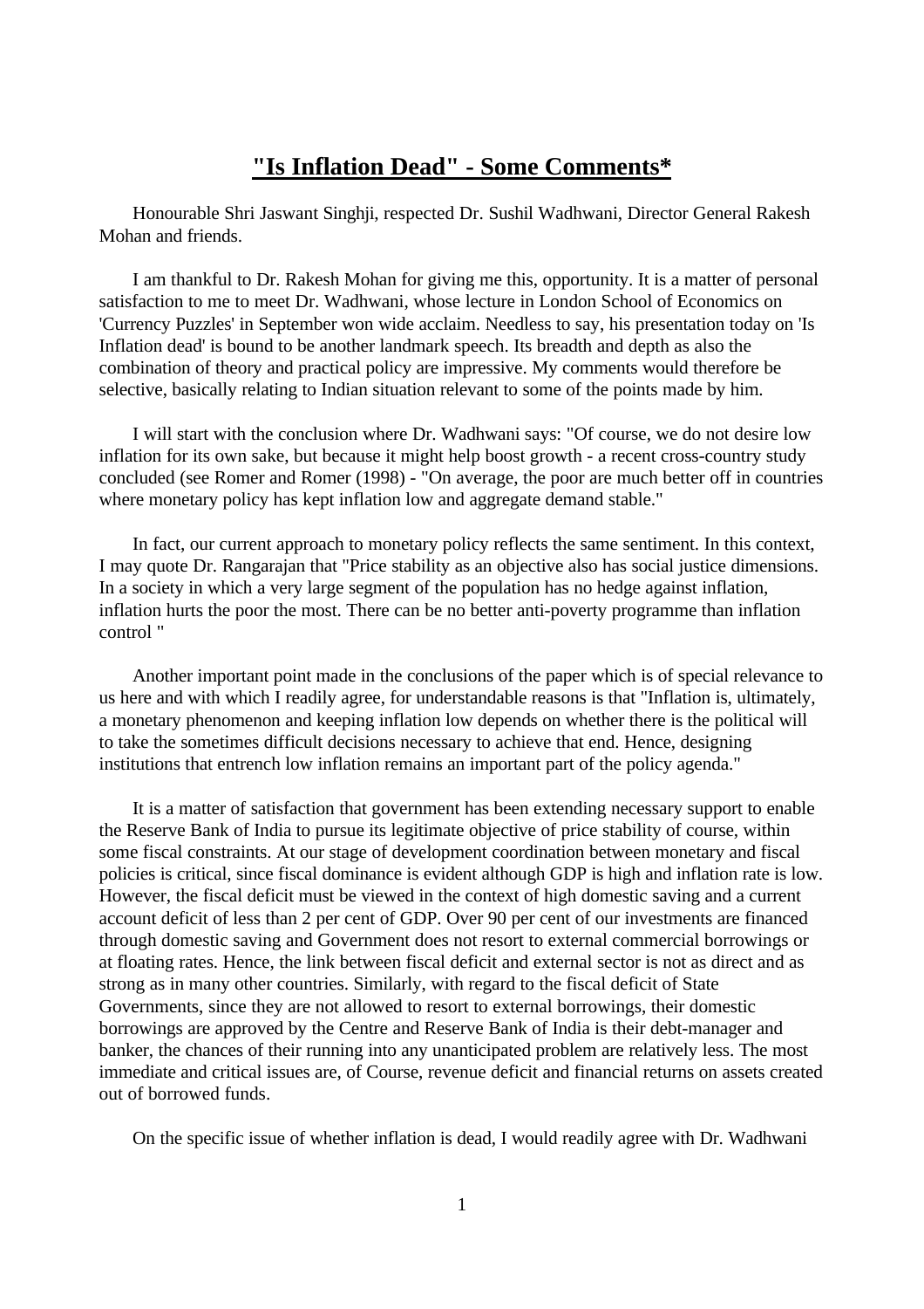# **"Is Inflation Dead" - Some Comments***

Honourable Shri Jaswant Singhji, respected Dr. Sushil Wadhwani, Director General Rakesh Mohan and friends.

I am thankful to Dr. Rakesh Mohan for giving me this, opportunity. It is a matter of personal satisfaction to me to meet Dr. Wadhwani, whose lecture in London School of Economics on 'Currency Puzzles' in September won wide acclaim. Needless to say, his presentation today on 'Is Inflation dead' is bound to be another landmark speech. Its breadth and depth as also the combination of theory and practical policy are impressive. My comments would therefore be selective, basically relating to Indian situation relevant to some of the points made by him.

I will start with the conclusion where Dr. Wadhwani says: "Of course, we do not desire low inflation for its own sake, but because it might help boost growth - a recent cross-country study concluded (see Romer and Romer (1998) - "On average, the poor are much better off in countries where monetary policy has kept inflation low and aggregate demand stable."

In fact, our current approach to monetary policy reflects the same sentiment. In this context, I may quote Dr. Rangarajan that "Price stability as an objective also has social justice dimensions. In a society in which a very large segment of the population has no hedge against inflation, inflation hurts the poor the most. There can be no better anti-poverty programme than inflation control "

Another important point made in the conclusions of the paper which is of special relevance to us here and with which I readily agree, for understandable reasons is that "Inflation is, ultimately, a monetary phenomenon and keeping inflation low depends on whether there is the political will to take the sometimes difficult decisions necessary to achieve that end. Hence, designing institutions that entrench low inflation remains an important part of the policy agenda."

It is a matter of satisfaction that government has been extending necessary support to enable the Reserve Bank of India to pursue its legitimate objective of price stability of course, within some fiscal constraints. At our stage of development coordination between monetary and fiscal policies is critical, since fiscal dominance is evident although GDP is high and inflation rate is low. However, the fiscal deficit must be viewed in the context of high domestic saving and a current account deficit of less than 2 per cent of GDP. Over 90 per cent of our investments are financed through domestic saving and Government does not resort to external commercial borrowings or at floating rates. Hence, the link between fiscal deficit and external sector is not as direct and as strong as in many other countries. Similarly, with regard to the fiscal deficit of State Governments, since they are not allowed to resort to external borrowings, their domestic borrowings are approved by the Centre and Reserve Bank of India is their debt-manager and banker, the chances of their running into any unanticipated problem are relatively less. The most immediate and critical issues are, of Course, revenue deficit and financial returns on assets created out of borrowed funds.

On the specific issue of whether inflation is dead, I would readily agree with Dr. Wadhwani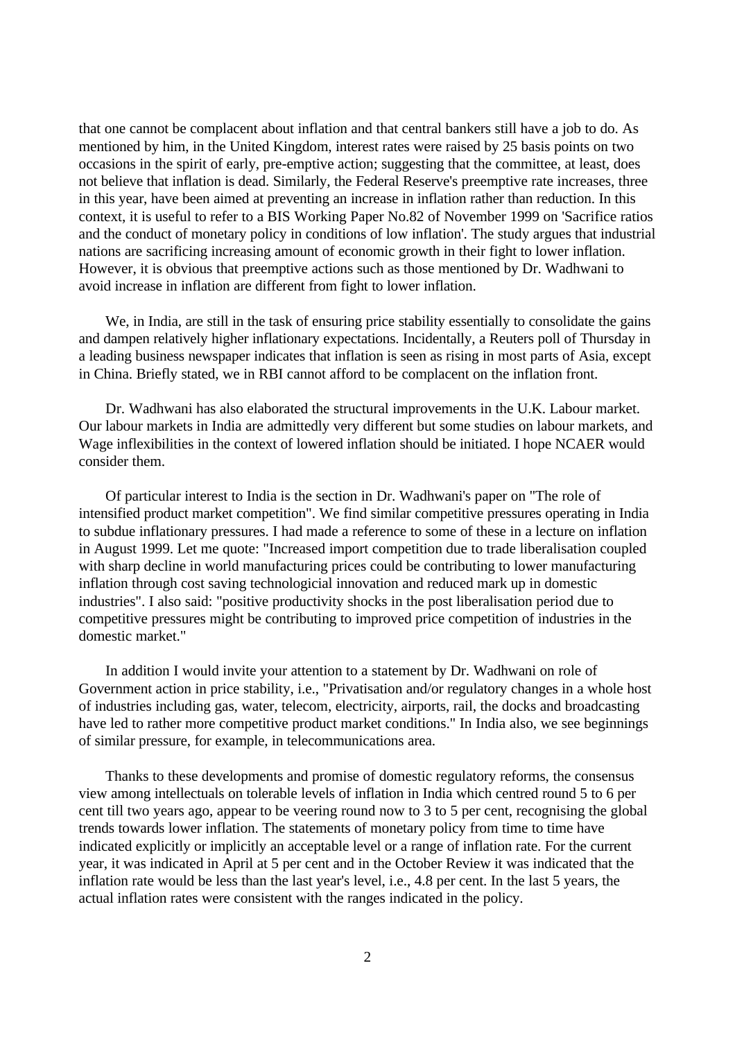that one cannot be complacent about inflation and that central bankers still have a job to do. As mentioned by him, in the United Kingdom, interest rates were raised by 25 basis points on two occasions in the spirit of early, pre-emptive action; suggesting that the committee, at least, does not believe that inflation is dead. Similarly, the Federal Reserve's preemptive rate increases, three in this year, have been aimed at preventing an increase in inflation rather than reduction. In this context, it is useful to refer to a BIS Working Paper No.82 of November 1999 on 'Sacrifice ratios and the conduct of monetary policy in conditions of low inflation'. The study argues that industrial nations are sacrificing increasing amount of economic growth in their fight to lower inflation. However, it is obvious that preemptive actions such as those mentioned by Dr. Wadhwani to avoid increase in inflation are different from fight to lower inflation.

We, in India, are still in the task of ensuring price stability essentially to consolidate the gains and dampen relatively higher inflationary expectations. Incidentally, a Reuters poll of Thursday in a leading business newspaper indicates that inflation is seen as rising in most parts of Asia, except in China. Briefly stated, we in RBI cannot afford to be complacent on the inflation front.

Dr. Wadhwani has also elaborated the structural improvements in the U.K. Labour market. Our labour markets in India are admittedly very different but some studies on labour markets, and Wage inflexibilities in the context of lowered inflation should be initiated. I hope NCAER would consider them.

Of particular interest to India is the section in Dr. Wadhwani's paper on "The role of intensified product market competition". We find similar competitive pressures operating in India to subdue inflationary pressures. I had made a reference to some of these in a lecture on inflation in August 1999. Let me quote: "Increased import competition due to trade liberalisation coupled with sharp decline in world manufacturing prices could be contributing to lower manufacturing inflation through cost saving technologicial innovation and reduced mark up in domestic industries". I also said: "positive productivity shocks in the post liberalisation period due to competitive pressures might be contributing to improved price competition of industries in the domestic market."

In addition I would invite your attention to a statement by Dr. Wadhwani on role of Government action in price stability, i.e., "Privatisation and/or regulatory changes in a whole host of industries including gas, water, telecom, electricity, airports, rail, the docks and broadcasting have led to rather more competitive product market conditions." In India also, we see beginnings of similar pressure, for example, in telecommunications area.

Thanks to these developments and promise of domestic regulatory reforms, the consensus view among intellectuals on tolerable levels of inflation in India which centred round 5 to 6 per cent till two years ago, appear to be veering round now to 3 to 5 per cent, recognising the global trends towards lower inflation. The statements of monetary policy from time to time have indicated explicitly or implicitly an acceptable level or a range of inflation rate. For the current year, it was indicated in April at 5 per cent and in the October Review it was indicated that the inflation rate would be less than the last year's level, i.e., 4.8 per cent. In the last 5 years, the actual inflation rates were consistent with the ranges indicated in the policy.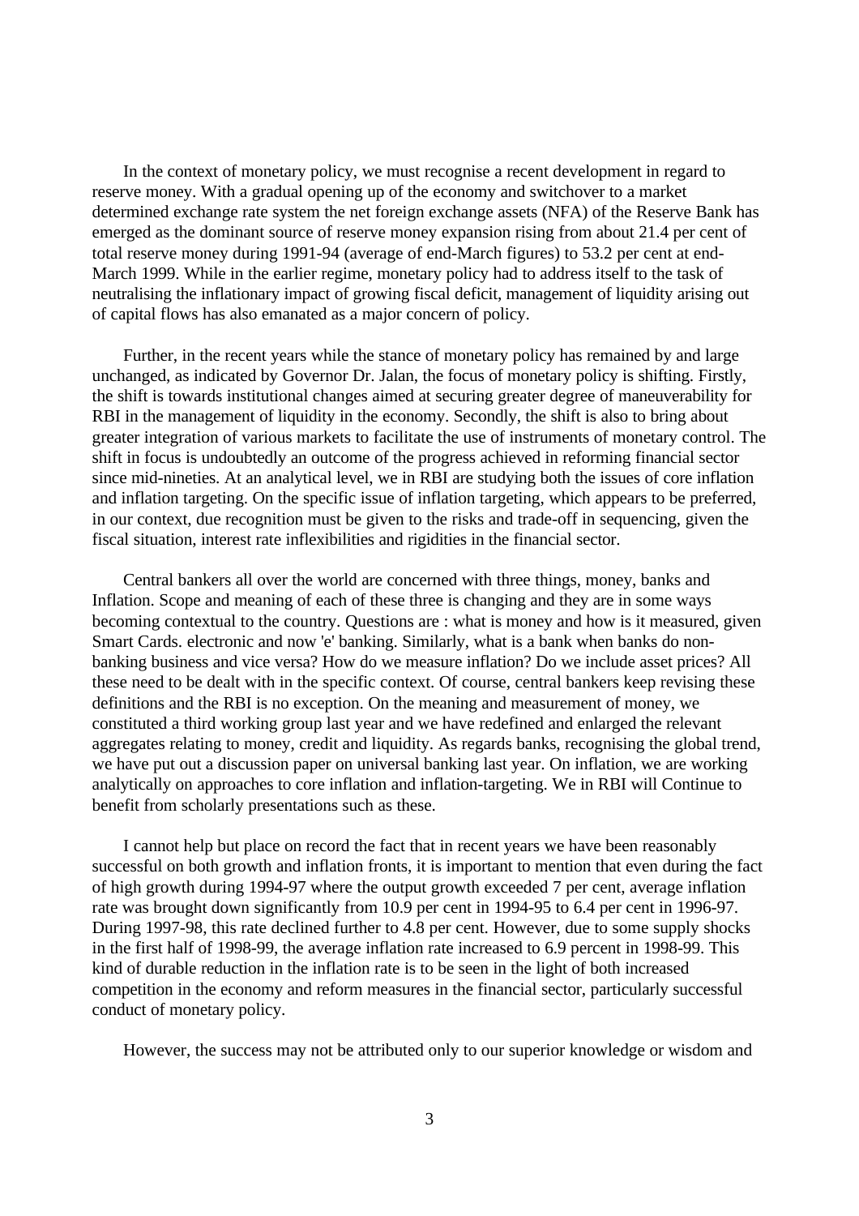In the context of monetary policy, we must recognise a recent development in regard to reserve money. With a gradual opening up of the economy and switchover to a market determined exchange rate system the net foreign exchange assets (NFA) of the Reserve Bank has emerged as the dominant source of reserve money expansion rising from about 21.4 per cent of total reserve money during 1991-94 (average of end-March figures) to 53.2 per cent at end-March 1999. While in the earlier regime, monetary policy had to address itself to the task of neutralising the inflationary impact of growing fiscal deficit, management of liquidity arising out of capital flows has also emanated as a major concern of policy.

Further, in the recent years while the stance of monetary policy has remained by and large unchanged, as indicated by Governor Dr. Jalan, the focus of monetary policy is shifting. Firstly, the shift is towards institutional changes aimed at securing greater degree of maneuverability for RBI in the management of liquidity in the economy. Secondly, the shift is also to bring about greater integration of various markets to facilitate the use of instruments of monetary control. The shift in focus is undoubtedly an outcome of the progress achieved in reforming financial sector since mid-nineties. At an analytical level, we in RBI are studying both the issues of core inflation and inflation targeting. On the specific issue of inflation targeting, which appears to be preferred, in our context, due recognition must be given to the risks and trade-off in sequencing, given the fiscal situation, interest rate inflexibilities and rigidities in the financial sector.

Central bankers all over the world are concerned with three things, money, banks and Inflation. Scope and meaning of each of these three is changing and they are in some ways becoming contextual to the country. Questions are : what is money and how is it measured, given Smart Cards. electronic and now 'e' banking. Similarly, what is a bank when banks do non-banking business and vice versa? How do we measure inflation? Do we include asset prices? All these need to be dealt with in the specific context. Of course, central bankers keep revising these definitions and the RBI is no exception. On the meaning and measurement of money, we constituted a third working group last year and we have redefined and enlarged the relevant aggregates relating to money, credit and liquidity. As regards banks, recognising the global trend, we have put out a discussion paper on universal banking last year. On inflation, we are working analytically on approaches to core inflation and inflation-targeting. We in RBI will Continue to benefit from scholarly presentations such as these.

I cannot help but place on record the fact that in recent years we have been reasonably successful on both growth and inflation fronts, it is important to mention that even during the fact of high growth during 1994-97 where the output growth exceeded 7 per cent, average inflation rate was brought down significantly from 10.9 per cent in 1994-95 to 6.4 per cent in 1996-97. During 1997-98, this rate declined further to 4.8 per cent. However, due to some supply shocks in the first half of 1998-99, the average inflation rate increased to 6.9 percent in 1998-99. This kind of durable reduction in the inflation rate is to be seen in the light of both increased competition in the economy and reform measures in the financial sector, particularly successful conduct of monetary policy.

However, the success may not be attributed only to our superior knowledge or wisdom and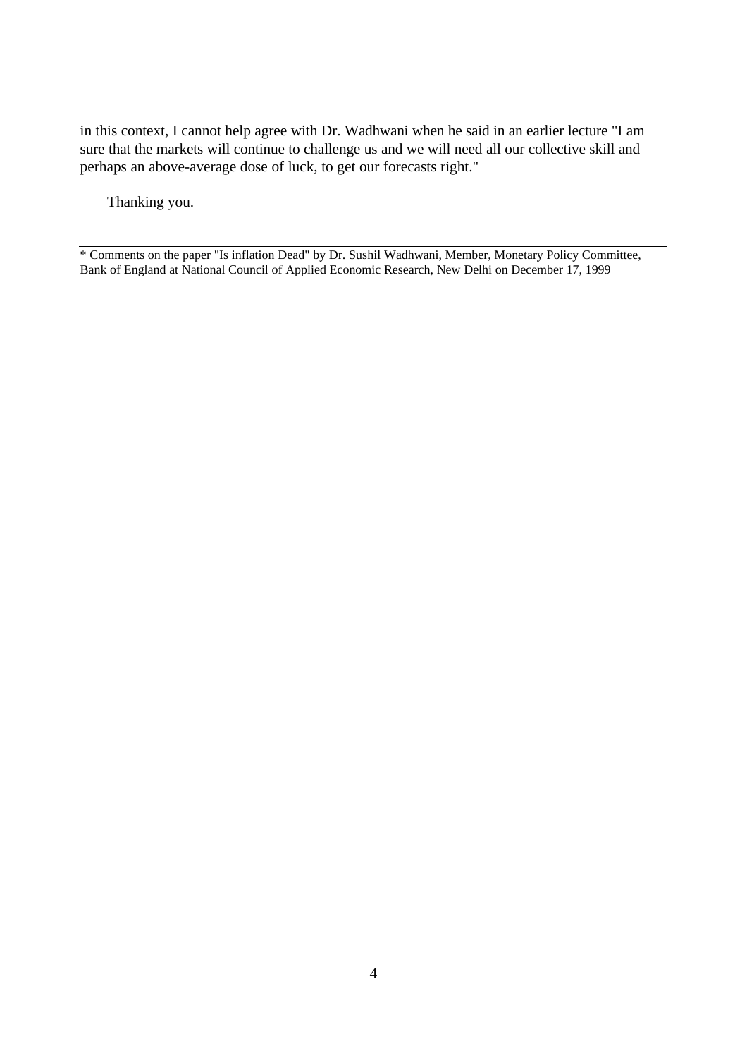in this context, I cannot help agree with Dr. Wadhwani when he said in an earlier lecture "I am sure that the markets will continue to challenge us and we will need all our collective skill and perhaps an above-average dose of luck, to get our forecasts right."

Thanking you.

---

* Comments on the paper "Is inflation Dead" by Dr. Sushil Wadhwani, Member, Monetary Policy Committee, Bank of England at National Council of Applied Economic Research, New Delhi on December 17, 1999